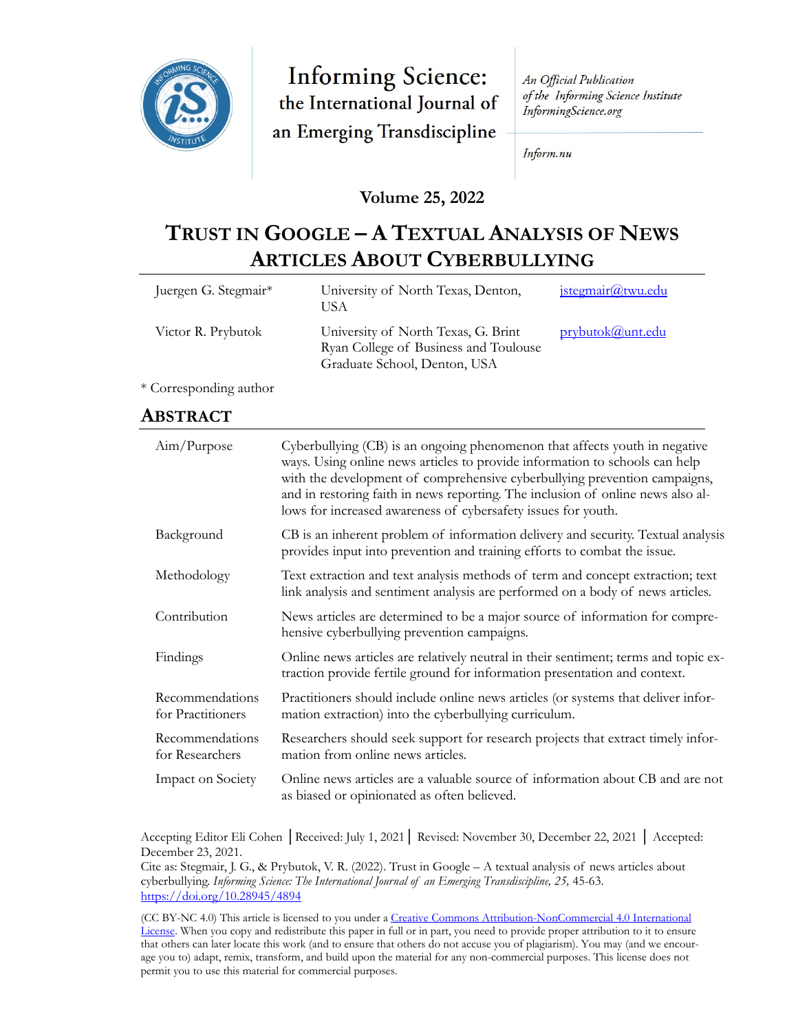Informing Science: the International Journal of an Emerging Transdiscipline

*An Official Publication of the Informing Science Institute InformingScience.org*

*Inform.nu*

**Volume 25, 2022**

# TRUST IN GOOGLE – A TEXTUAL ANALYSIS OF NEWS ARTICLES ABOUT CYBERBULLYING

| | | |
|---|---|---|
| Juergen G. Stegmair* | University of North Texas, Denton, USA | jstegmair@twu.edu |
| Victor R. Prybutok | University of North Texas, G. Brint Ryan College of Business and Toulouse Graduate School, Denton, USA | prybutok@unt.edu |

\* Corresponding author

## ABSTRACT

| | |
|---|---|
| Aim/Purpose | Cyberbullying (CB) is an ongoing phenomenon that affects youth in negative ways. Using online news articles to provide information to schools can help with the development of comprehensive cyberbullying prevention campaigns, and in restoring faith in news reporting. The inclusion of online news also allows for increased awareness of cybersafety issues for youth. |
| Background | CB is an inherent problem of information delivery and security. Textual analysis provides input into prevention and training efforts to combat the issue. |
| Methodology | Text extraction and text analysis methods of term and concept extraction; text link analysis and sentiment analysis are performed on a body of news articles. |
| Contribution | News articles are determined to be a major source of information for comprehensive cyberbullying prevention campaigns. |
| Findings | Online news articles are relatively neutral in their sentiment; terms and topic extraction provide fertile ground for information presentation and context. |
| Recommendations for Practitioners | Practitioners should include online news articles (or systems that deliver information extraction) into the cyberbullying curriculum. |
| Recommendations for Researchers | Researchers should seek support for research projects that extract timely information from online news articles. |
| Impact on Society | Online news articles are a valuable source of information about CB and are not as biased or opinionated as often believed. |

Accepting Editor Eli Cohen │Received: July 1, 2021│ Revised: November 30, December 22, 2021 │ Accepted: December 23, 2021.

Cite as: Stegmair, J. G., & Prybutok, V. R. (2022). Trust in Google – A textual analysis of news articles about cyberbullying. *Informing Science: The International Journal of an Emerging Transdiscipline, 25,* 45-63. https://doi.org/10.28945/4894

(CC BY-NC 4.0) This article is licensed to you under a Creative Commons Attribution-NonCommercial 4.0 International License. When you copy and redistribute this paper in full or in part, you need to provide proper attribution to it to ensure that others can later locate this work (and to ensure that others do not accuse you of plagiarism). You may (and we encourage you to) adapt, remix, transform, and build upon the material for any non-commercial purposes. This license does not permit you to use this material for commercial purposes.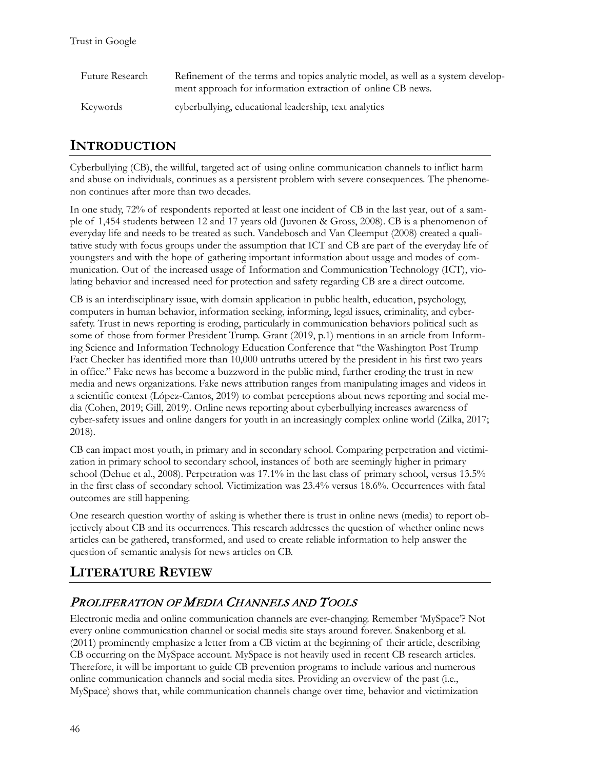| | |
|---|---|
| Future Research | Refinement of the terms and topics analytic model, as well as a system development approach for information extraction of online CB news. |
| Keywords | cyberbullying, educational leadership, text analytics |

## INTRODUCTION

Cyberbullying (CB), the willful, targeted act of using online communication channels to inflict harm and abuse on individuals, continues as a persistent problem with severe consequences. The phenomenon continues after more than two decades.

In one study, 72% of respondents reported at least one incident of CB in the last year, out of a sample of 1,454 students between 12 and 17 years old (Juvonen & Gross, 2008). CB is a phenomenon of everyday life and needs to be treated as such. Vandebosch and Van Cleemput (2008) created a qualitative study with focus groups under the assumption that ICT and CB are part of the everyday life of youngsters and with the hope of gathering important information about usage and modes of communication. Out of the increased usage of Information and Communication Technology (ICT), violating behavior and increased need for protection and safety regarding CB are a direct outcome.

CB is an interdisciplinary issue, with domain application in public health, education, psychology, computers in human behavior, information seeking, informing, legal issues, criminality, and cyber-safety. Trust in news reporting is eroding, particularly in communication behaviors political such as some of those from former President Trump. Grant (2019, p.1) mentions in an article from Informing Science and Information Technology Education Conference that "the Washington Post Trump Fact Checker has identified more than 10,000 untruths uttered by the president in his first two years in office." Fake news has become a buzzword in the public mind, further eroding the trust in new media and news organizations. Fake news attribution ranges from manipulating images and videos in a scientific context (López-Cantos, 2019) to combat perceptions about news reporting and social media (Cohen, 2019; Gill, 2019). Online news reporting about cyberbullying increases awareness of cyber-safety issues and online dangers for youth in an increasingly complex online world (Zilka, 2017; 2018).

CB can impact most youth, in primary and in secondary school. Comparing perpetration and victimization in primary school to secondary school, instances of both are seemingly higher in primary school (Dehue et al., 2008). Perpetration was 17.1% in the last class of primary school, versus 13.5% in the first class of secondary school. Victimization was 23.4% versus 18.6%. Occurrences with fatal outcomes are still happening.

One research question worthy of asking is whether there is trust in online news (media) to report objectively about CB and its occurrences. This research addresses the question of whether online news articles can be gathered, transformed, and used to create reliable information to help answer the question of semantic analysis for news articles on CB.

## LITERATURE REVIEW

### *PROLIFERATION OF MEDIA CHANNELS AND TOOLS*

Electronic media and online communication channels are ever-changing. Remember 'MySpace'? Not every online communication channel or social media site stays around forever. Snakenborg et al. (2011) prominently emphasize a letter from a CB victim at the beginning of their article, describing CB occurring on the MySpace account. MySpace is not heavily used in recent CB research articles. Therefore, it will be important to guide CB prevention programs to include various and numerous online communication channels and social media sites. Providing an overview of the past (i.e., MySpace) shows that, while communication channels change over time, behavior and victimization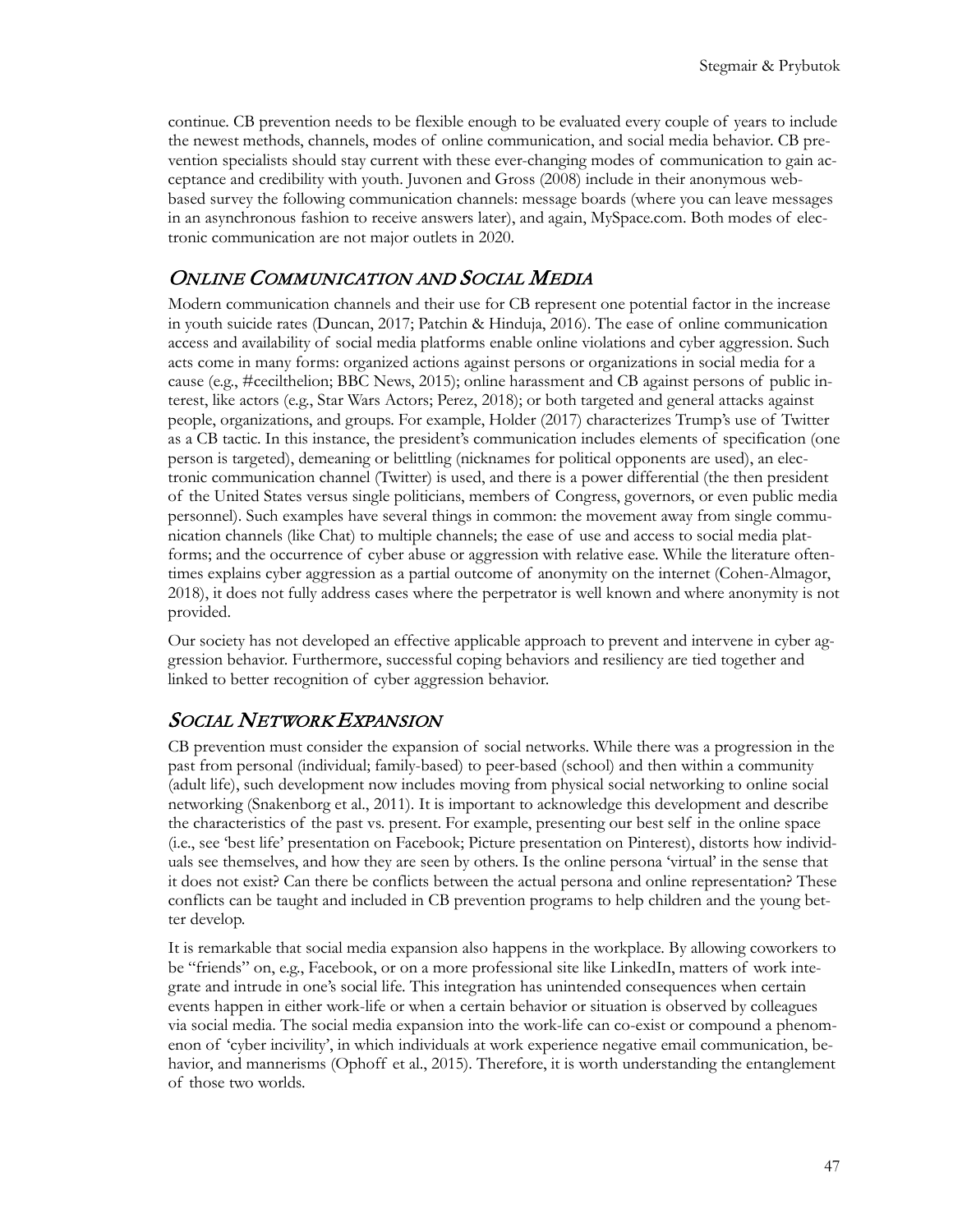continue. CB prevention needs to be flexible enough to be evaluated every couple of years to include the newest methods, channels, modes of online communication, and social media behavior. CB prevention specialists should stay current with these ever-changing modes of communication to gain acceptance and credibility with youth. Juvonen and Gross (2008) include in their anonymous web-based survey the following communication channels: message boards (where you can leave messages in an asynchronous fashion to receive answers later), and again, MySpace.com. Both modes of electronic communication are not major outlets in 2020.

## *Online Communication and Social Media*

Modern communication channels and their use for CB represent one potential factor in the increase in youth suicide rates (Duncan, 2017; Patchin & Hinduja, 2016). The ease of online communication access and availability of social media platforms enable online violations and cyber aggression. Such acts come in many forms: organized actions against persons or organizations in social media for a cause (e.g., #cecilthelion; BBC News, 2015); online harassment and CB against persons of public interest, like actors (e.g., Star Wars Actors; Perez, 2018); or both targeted and general attacks against people, organizations, and groups. For example, Holder (2017) characterizes Trump's use of Twitter as a CB tactic. In this instance, the president's communication includes elements of specification (one person is targeted), demeaning or belittling (nicknames for political opponents are used), an electronic communication channel (Twitter) is used, and there is a power differential (the then president of the United States versus single politicians, members of Congress, governors, or even public media personnel). Such examples have several things in common: the movement away from single communication channels (like Chat) to multiple channels; the ease of use and access to social media platforms; and the occurrence of cyber abuse or aggression with relative ease. While the literature oftentimes explains cyber aggression as a partial outcome of anonymity on the internet (Cohen-Almagor, 2018), it does not fully address cases where the perpetrator is well known and where anonymity is not provided.

Our society has not developed an effective applicable approach to prevent and intervene in cyber aggression behavior. Furthermore, successful coping behaviors and resiliency are tied together and linked to better recognition of cyber aggression behavior.

## *Social Network Expansion*

CB prevention must consider the expansion of social networks. While there was a progression in the past from personal (individual; family-based) to peer-based (school) and then within a community (adult life), such development now includes moving from physical social networking to online social networking (Snakenborg et al., 2011). It is important to acknowledge this development and describe the characteristics of the past vs. present. For example, presenting our best self in the online space (i.e., see 'best life' presentation on Facebook; Picture presentation on Pinterest), distorts how individuals see themselves, and how they are seen by others. Is the online persona 'virtual' in the sense that it does not exist? Can there be conflicts between the actual persona and online representation? These conflicts can be taught and included in CB prevention programs to help children and the young better develop.

It is remarkable that social media expansion also happens in the workplace. By allowing coworkers to be "friends" on, e.g., Facebook, or on a more professional site like LinkedIn, matters of work integrate and intrude in one's social life. This integration has unintended consequences when certain events happen in either work-life or when a certain behavior or situation is observed by colleagues via social media. The social media expansion into the work-life can co-exist or compound a phenomenon of 'cyber incivility', in which individuals at work experience negative email communication, behavior, and mannerisms (Ophoff et al., 2015). Therefore, it is worth understanding the entanglement of those two worlds.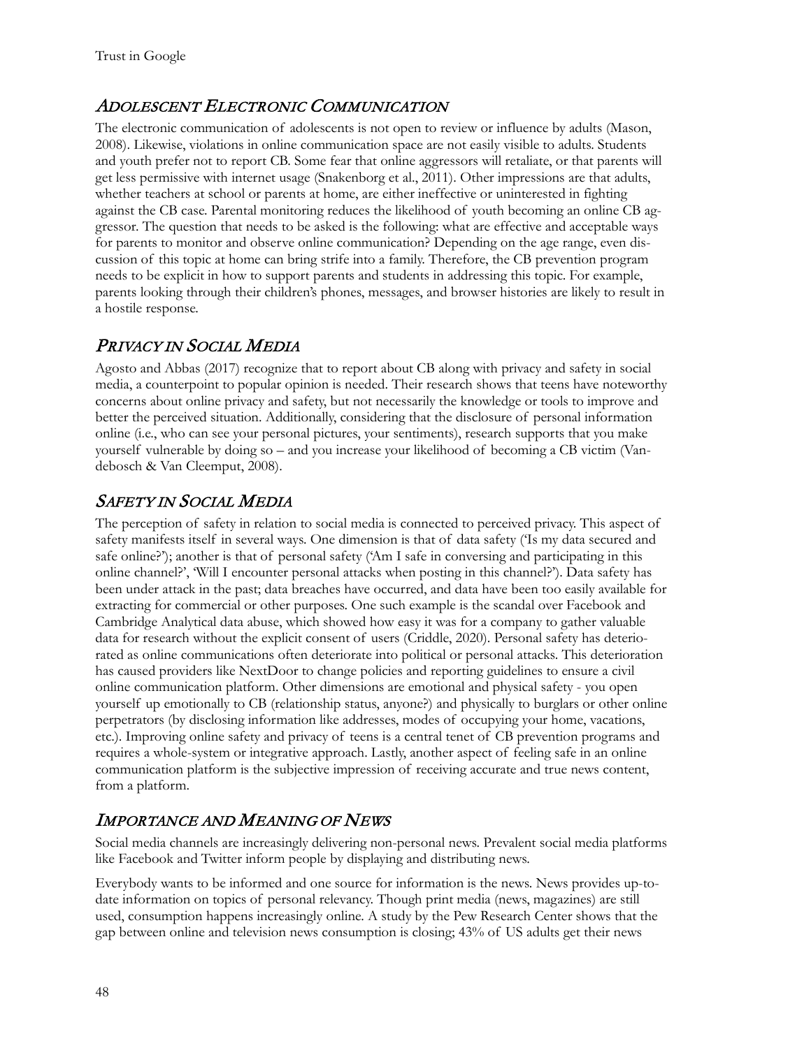## *Adolescent Electronic Communication*

The electronic communication of adolescents is not open to review or influence by adults (Mason, 2008). Likewise, violations in online communication space are not easily visible to adults. Students and youth prefer not to report CB. Some fear that online aggressors will retaliate, or that parents will get less permissive with internet usage (Snakenborg et al., 2011). Other impressions are that adults, whether teachers at school or parents at home, are either ineffective or uninterested in fighting against the CB case. Parental monitoring reduces the likelihood of youth becoming an online CB aggressor. The question that needs to be asked is the following: what are effective and acceptable ways for parents to monitor and observe online communication? Depending on the age range, even discussion of this topic at home can bring strife into a family. Therefore, the CB prevention program needs to be explicit in how to support parents and students in addressing this topic. For example, parents looking through their children's phones, messages, and browser histories are likely to result in a hostile response.

## *Privacy in Social Media*

Agosto and Abbas (2017) recognize that to report about CB along with privacy and safety in social media, a counterpoint to popular opinion is needed. Their research shows that teens have noteworthy concerns about online privacy and safety, but not necessarily the knowledge or tools to improve and better the perceived situation. Additionally, considering that the disclosure of personal information online (i.e., who can see your personal pictures, your sentiments), research supports that you make yourself vulnerable by doing so – and you increase your likelihood of becoming a CB victim (Vandebosch & Van Cleemput, 2008).

## *Safety in Social Media*

The perception of safety in relation to social media is connected to perceived privacy. This aspect of safety manifests itself in several ways. One dimension is that of data safety ('Is my data secured and safe online?'); another is that of personal safety ('Am I safe in conversing and participating in this online channel?', 'Will I encounter personal attacks when posting in this channel?'). Data safety has been under attack in the past; data breaches have occurred, and data have been too easily available for extracting for commercial or other purposes. One such example is the scandal over Facebook and Cambridge Analytical data abuse, which showed how easy it was for a company to gather valuable data for research without the explicit consent of users (Criddle, 2020). Personal safety has deteriorated as online communications often deteriorate into political or personal attacks. This deterioration has caused providers like NextDoor to change policies and reporting guidelines to ensure a civil online communication platform. Other dimensions are emotional and physical safety - you open yourself up emotionally to CB (relationship status, anyone?) and physically to burglars or other online perpetrators (by disclosing information like addresses, modes of occupying your home, vacations, etc.). Improving online safety and privacy of teens is a central tenet of CB prevention programs and requires a whole-system or integrative approach. Lastly, another aspect of feeling safe in an online communication platform is the subjective impression of receiving accurate and true news content, from a platform.

## *Importance and Meaning of News*

Social media channels are increasingly delivering non-personal news. Prevalent social media platforms like Facebook and Twitter inform people by displaying and distributing news.

Everybody wants to be informed and one source for information is the news. News provides up-to-date information on topics of personal relevancy. Though print media (news, magazines) are still used, consumption happens increasingly online. A study by the Pew Research Center shows that the gap between online and television news consumption is closing; 43% of US adults get their news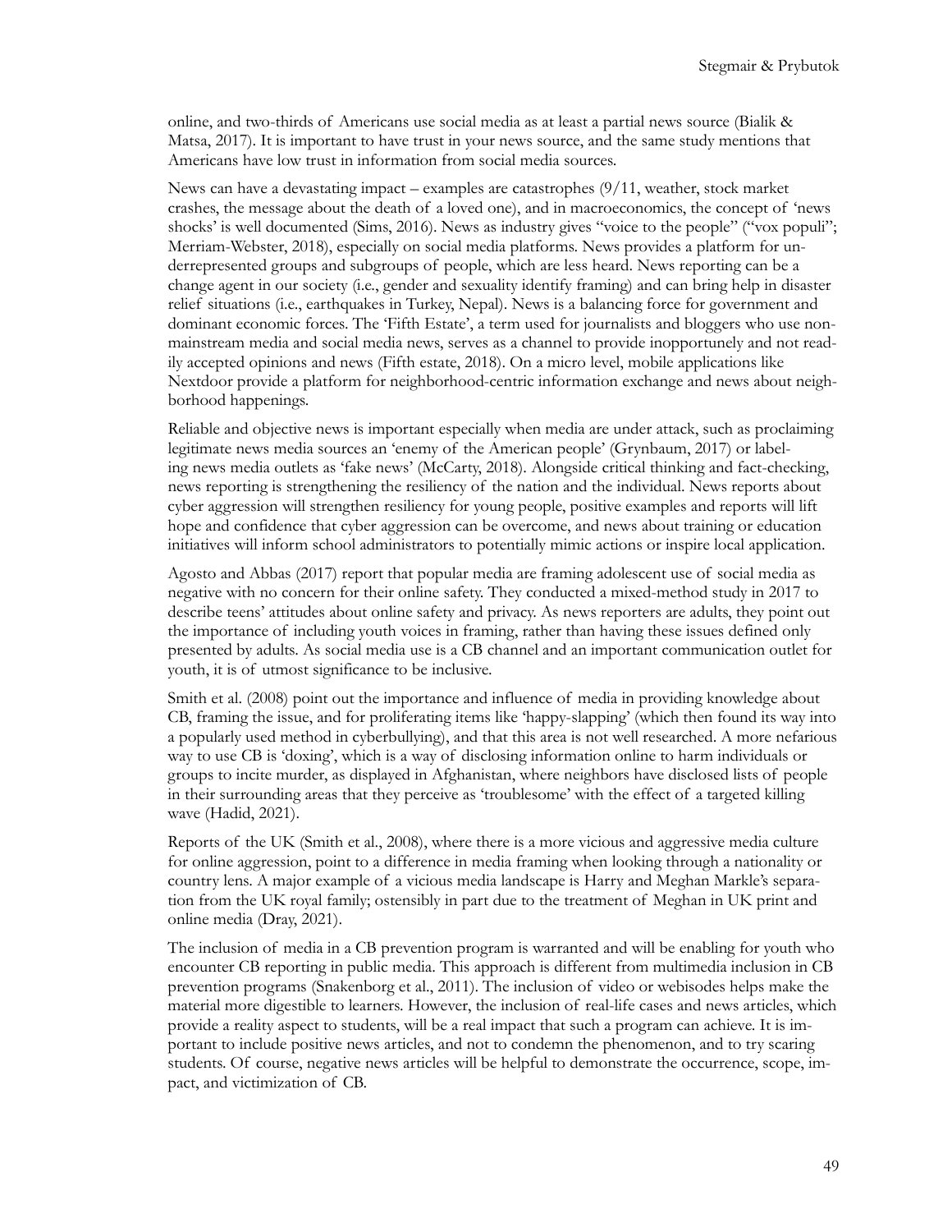online, and two-thirds of Americans use social media as at least a partial news source (Bialik & Matsa, 2017). It is important to have trust in your news source, and the same study mentions that Americans have low trust in information from social media sources.

News can have a devastating impact – examples are catastrophes (9/11, weather, stock market crashes, the message about the death of a loved one), and in macroeconomics, the concept of 'news shocks' is well documented (Sims, 2016). News as industry gives "voice to the people" ("vox populi"; Merriam-Webster, 2018), especially on social media platforms. News provides a platform for underrepresented groups and subgroups of people, which are less heard. News reporting can be a change agent in our society (i.e., gender and sexuality identify framing) and can bring help in disaster relief situations (i.e., earthquakes in Turkey, Nepal). News is a balancing force for government and dominant economic forces. The 'Fifth Estate', a term used for journalists and bloggers who use non-mainstream media and social media news, serves as a channel to provide inopportunely and not readily accepted opinions and news (Fifth estate, 2018). On a micro level, mobile applications like Nextdoor provide a platform for neighborhood-centric information exchange and news about neighborhood happenings.

Reliable and objective news is important especially when media are under attack, such as proclaiming legitimate news media sources an 'enemy of the American people' (Grynbaum, 2017) or labeling news media outlets as 'fake news' (McCarty, 2018). Alongside critical thinking and fact-checking, news reporting is strengthening the resiliency of the nation and the individual. News reports about cyber aggression will strengthen resiliency for young people, positive examples and reports will lift hope and confidence that cyber aggression can be overcome, and news about training or education initiatives will inform school administrators to potentially mimic actions or inspire local application.

Agosto and Abbas (2017) report that popular media are framing adolescent use of social media as negative with no concern for their online safety. They conducted a mixed-method study in 2017 to describe teens' attitudes about online safety and privacy. As news reporters are adults, they point out the importance of including youth voices in framing, rather than having these issues defined only presented by adults. As social media use is a CB channel and an important communication outlet for youth, it is of utmost significance to be inclusive.

Smith et al. (2008) point out the importance and influence of media in providing knowledge about CB, framing the issue, and for proliferating items like 'happy-slapping' (which then found its way into a popularly used method in cyberbullying), and that this area is not well researched. A more nefarious way to use CB is 'doxing', which is a way of disclosing information online to harm individuals or groups to incite murder, as displayed in Afghanistan, where neighbors have disclosed lists of people in their surrounding areas that they perceive as 'troublesome' with the effect of a targeted killing wave (Hadid, 2021).

Reports of the UK (Smith et al., 2008), where there is a more vicious and aggressive media culture for online aggression, point to a difference in media framing when looking through a nationality or country lens. A major example of a vicious media landscape is Harry and Meghan Markle's separation from the UK royal family; ostensibly in part due to the treatment of Meghan in UK print and online media (Dray, 2021).

The inclusion of media in a CB prevention program is warranted and will be enabling for youth who encounter CB reporting in public media. This approach is different from multimedia inclusion in CB prevention programs (Snakenborg et al., 2011). The inclusion of video or webisodes helps make the material more digestible to learners. However, the inclusion of real-life cases and news articles, which provide a reality aspect to students, will be a real impact that such a program can achieve. It is important to include positive news articles, and not to condemn the phenomenon, and to try scaring students. Of course, negative news articles will be helpful to demonstrate the occurrence, scope, impact, and victimization of CB.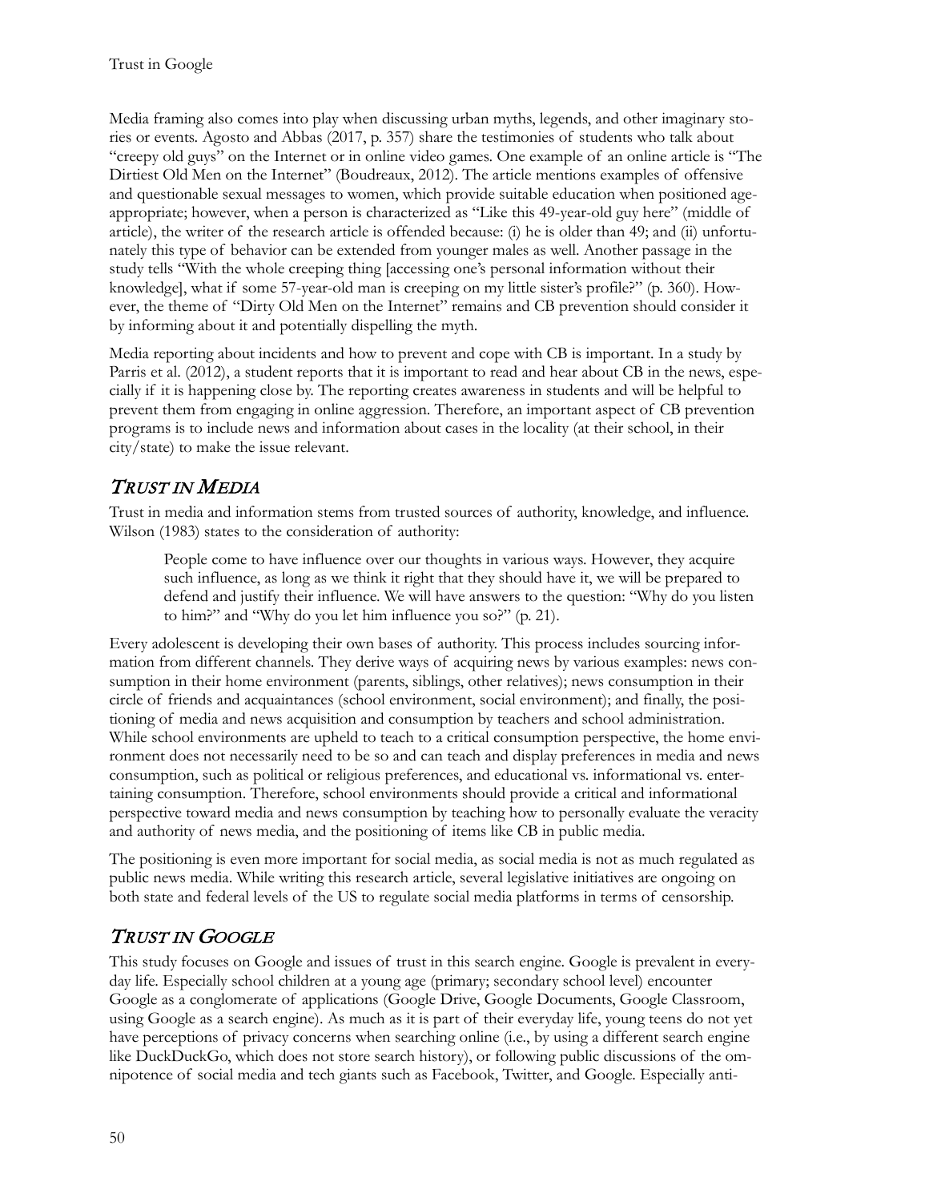Media framing also comes into play when discussing urban myths, legends, and other imaginary stories or events. Agosto and Abbas (2017, p. 357) share the testimonies of students who talk about "creepy old guys" on the Internet or in online video games. One example of an online article is "The Dirtiest Old Men on the Internet" (Boudreaux, 2012). The article mentions examples of offensive and questionable sexual messages to women, which provide suitable education when positioned age-appropriate; however, when a person is characterized as "Like this 49-year-old guy here" (middle of article), the writer of the research article is offended because: (i) he is older than 49; and (ii) unfortunately this type of behavior can be extended from younger males as well. Another passage in the study tells "With the whole creeping thing [accessing one's personal information without their knowledge], what if some 57-year-old man is creeping on my little sister's profile?" (p. 360). However, the theme of "Dirty Old Men on the Internet" remains and CB prevention should consider it by informing about it and potentially dispelling the myth.

Media reporting about incidents and how to prevent and cope with CB is important. In a study by Parris et al. (2012), a student reports that it is important to read and hear about CB in the news, especially if it is happening close by. The reporting creates awareness in students and will be helpful to prevent them from engaging in online aggression. Therefore, an important aspect of CB prevention programs is to include news and information about cases in the locality (at their school, in their city/state) to make the issue relevant.

## *Trust in Media*

Trust in media and information stems from trusted sources of authority, knowledge, and influence. Wilson (1983) states to the consideration of authority:

> People come to have influence over our thoughts in various ways. However, they acquire such influence, as long as we think it right that they should have it, we will be prepared to defend and justify their influence. We will have answers to the question: "Why do you listen to him?" and "Why do you let him influence you so?" (p. 21).

Every adolescent is developing their own bases of authority. This process includes sourcing information from different channels. They derive ways of acquiring news by various examples: news consumption in their home environment (parents, siblings, other relatives); news consumption in their circle of friends and acquaintances (school environment, social environment); and finally, the positioning of media and news acquisition and consumption by teachers and school administration. While school environments are upheld to teach to a critical consumption perspective, the home environment does not necessarily need to be so and can teach and display preferences in media and news consumption, such as political or religious preferences, and educational vs. informational vs. entertaining consumption. Therefore, school environments should provide a critical and informational perspective toward media and news consumption by teaching how to personally evaluate the veracity and authority of news media, and the positioning of items like CB in public media.

The positioning is even more important for social media, as social media is not as much regulated as public news media. While writing this research article, several legislative initiatives are ongoing on both state and federal levels of the US to regulate social media platforms in terms of censorship.

## *Trust in Google*

This study focuses on Google and issues of trust in this search engine. Google is prevalent in everyday life. Especially school children at a young age (primary; secondary school level) encounter Google as a conglomerate of applications (Google Drive, Google Documents, Google Classroom, using Google as a search engine). As much as it is part of their everyday life, young teens do not yet have perceptions of privacy concerns when searching online (i.e., by using a different search engine like DuckDuckGo, which does not store search history), or following public discussions of the omnipotence of social media and tech giants such as Facebook, Twitter, and Google. Especially anti-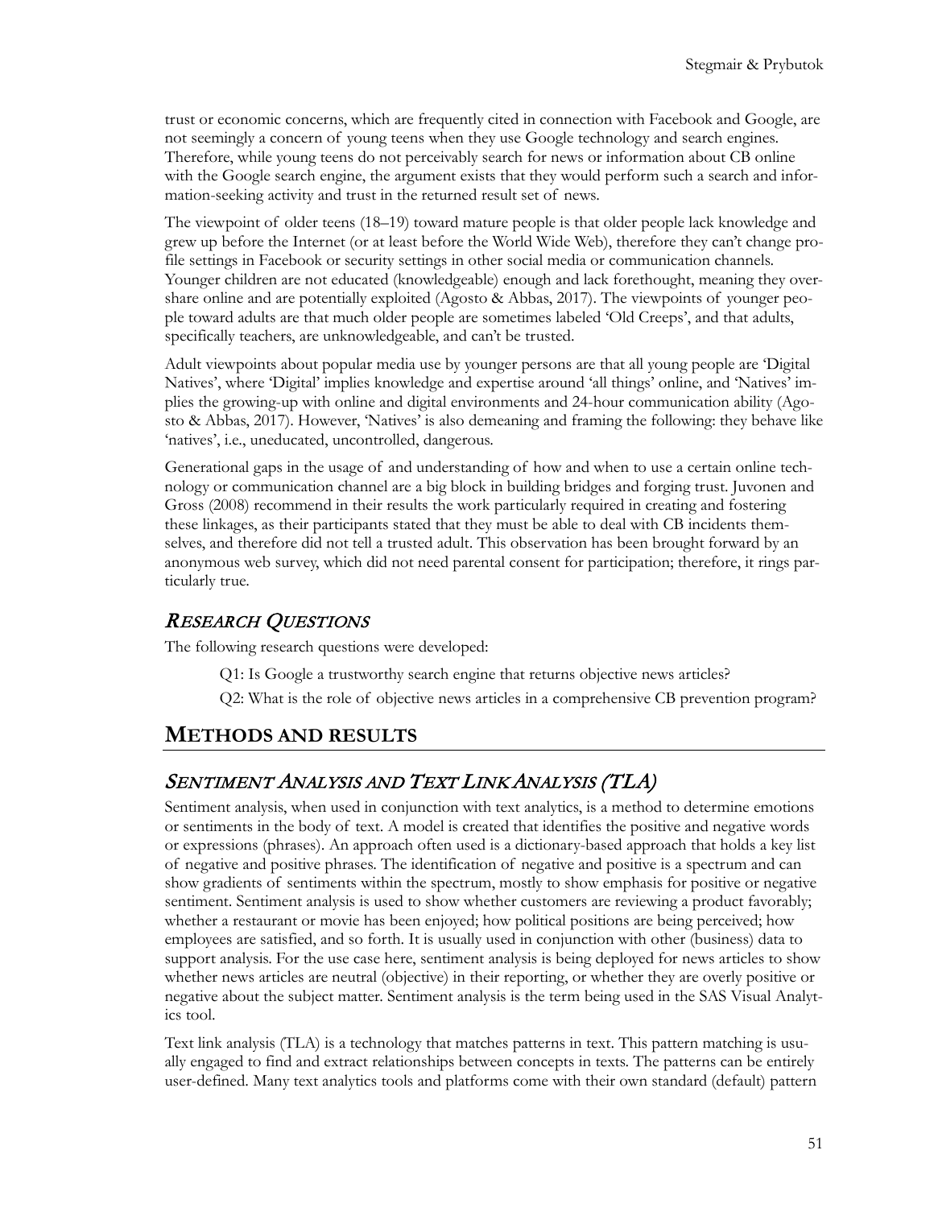trust or economic concerns, which are frequently cited in connection with Facebook and Google, are not seemingly a concern of young teens when they use Google technology and search engines. Therefore, while young teens do not perceivably search for news or information about CB online with the Google search engine, the argument exists that they would perform such a search and information-seeking activity and trust in the returned result set of news.

The viewpoint of older teens (18–19) toward mature people is that older people lack knowledge and grew up before the Internet (or at least before the World Wide Web), therefore they can't change profile settings in Facebook or security settings in other social media or communication channels. Younger children are not educated (knowledgeable) enough and lack forethought, meaning they overshare online and are potentially exploited (Agosto & Abbas, 2017). The viewpoints of younger people toward adults are that much older people are sometimes labeled 'Old Creeps', and that adults, specifically teachers, are unknowledgeable, and can't be trusted.

Adult viewpoints about popular media use by younger persons are that all young people are 'Digital Natives', where 'Digital' implies knowledge and expertise around 'all things' online, and 'Natives' implies the growing-up with online and digital environments and 24-hour communication ability (Agosto & Abbas, 2017). However, 'Natives' is also demeaning and framing the following: they behave like 'natives', i.e., uneducated, uncontrolled, dangerous.

Generational gaps in the usage of and understanding of how and when to use a certain online technology or communication channel are a big block in building bridges and forging trust. Juvonen and Gross (2008) recommend in their results the work particularly required in creating and fostering these linkages, as their participants stated that they must be able to deal with CB incidents themselves, and therefore did not tell a trusted adult. This observation has been brought forward by an anonymous web survey, which did not need parental consent for participation; therefore, it rings particularly true.

### *Research Questions*

The following research questions were developed:

Q1: Is Google a trustworthy search engine that returns objective news articles?

Q2: What is the role of objective news articles in a comprehensive CB prevention program?

## **Methods and Results**

### *Sentiment Analysis and Text Link Analysis (TLA)*

Sentiment analysis, when used in conjunction with text analytics, is a method to determine emotions or sentiments in the body of text. A model is created that identifies the positive and negative words or expressions (phrases). An approach often used is a dictionary-based approach that holds a key list of negative and positive phrases. The identification of negative and positive is a spectrum and can show gradients of sentiments within the spectrum, mostly to show emphasis for positive or negative sentiment. Sentiment analysis is used to show whether customers are reviewing a product favorably; whether a restaurant or movie has been enjoyed; how political positions are being perceived; how employees are satisfied, and so forth. It is usually used in conjunction with other (business) data to support analysis. For the use case here, sentiment analysis is being deployed for news articles to show whether news articles are neutral (objective) in their reporting, or whether they are overly positive or negative about the subject matter. Sentiment analysis is the term being used in the SAS Visual Analytics tool.

Text link analysis (TLA) is a technology that matches patterns in text. This pattern matching is usually engaged to find and extract relationships between concepts in texts. The patterns can be entirely user-defined. Many text analytics tools and platforms come with their own standard (default) pattern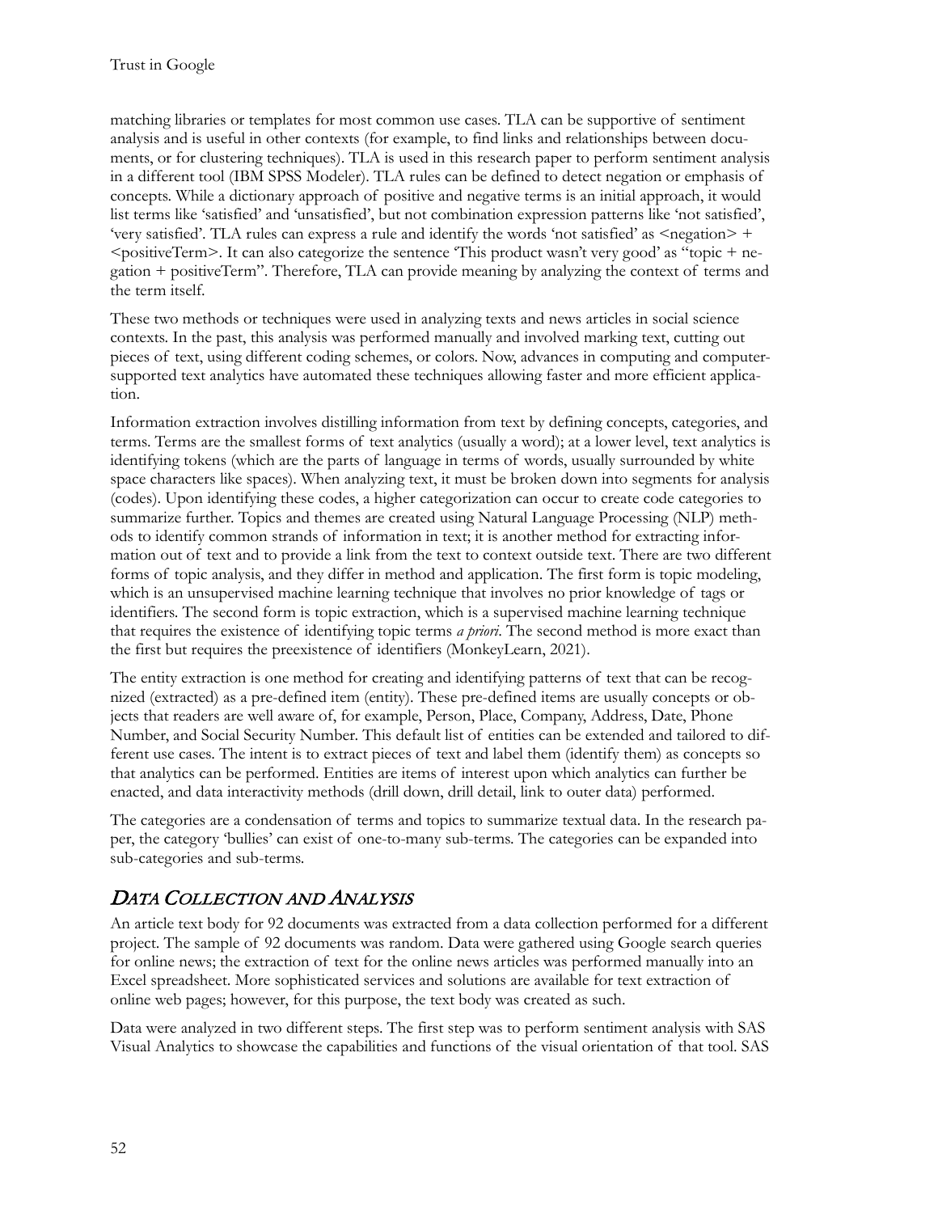matching libraries or templates for most common use cases. TLA can be supportive of sentiment analysis and is useful in other contexts (for example, to find links and relationships between documents, or for clustering techniques). TLA is used in this research paper to perform sentiment analysis in a different tool (IBM SPSS Modeler). TLA rules can be defined to detect negation or emphasis of concepts. While a dictionary approach of positive and negative terms is an initial approach, it would list terms like 'satisfied' and 'unsatisfied', but not combination expression patterns like 'not satisfied', 'very satisfied'. TLA rules can express a rule and identify the words 'not satisfied' as <negation> + <positiveTerm>. It can also categorize the sentence 'This product wasn't very good' as "topic + negation + positiveTerm". Therefore, TLA can provide meaning by analyzing the context of terms and the term itself.

These two methods or techniques were used in analyzing texts and news articles in social science contexts. In the past, this analysis was performed manually and involved marking text, cutting out pieces of text, using different coding schemes, or colors. Now, advances in computing and computer-supported text analytics have automated these techniques allowing faster and more efficient application.

Information extraction involves distilling information from text by defining concepts, categories, and terms. Terms are the smallest forms of text analytics (usually a word); at a lower level, text analytics is identifying tokens (which are the parts of language in terms of words, usually surrounded by white space characters like spaces). When analyzing text, it must be broken down into segments for analysis (codes). Upon identifying these codes, a higher categorization can occur to create code categories to summarize further. Topics and themes are created using Natural Language Processing (NLP) methods to identify common strands of information in text; it is another method for extracting information out of text and to provide a link from the text to context outside text. There are two different forms of topic analysis, and they differ in method and application. The first form is topic modeling, which is an unsupervised machine learning technique that involves no prior knowledge of tags or identifiers. The second form is topic extraction, which is a supervised machine learning technique that requires the existence of identifying topic terms *a priori*. The second method is more exact than the first but requires the preexistence of identifiers (MonkeyLearn, 2021).

The entity extraction is one method for creating and identifying patterns of text that can be recognized (extracted) as a pre-defined item (entity). These pre-defined items are usually concepts or objects that readers are well aware of, for example, Person, Place, Company, Address, Date, Phone Number, and Social Security Number. This default list of entities can be extended and tailored to different use cases. The intent is to extract pieces of text and label them (identify them) as concepts so that analytics can be performed. Entities are items of interest upon which analytics can further be enacted, and data interactivity methods (drill down, drill detail, link to outer data) performed.

The categories are a condensation of terms and topics to summarize textual data. In the research paper, the category 'bullies' can exist of one-to-many sub-terms. The categories can be expanded into sub-categories and sub-terms.

## *Data Collection and Analysis*

An article text body for 92 documents was extracted from a data collection performed for a different project. The sample of 92 documents was random. Data were gathered using Google search queries for online news; the extraction of text for the online news articles was performed manually into an Excel spreadsheet. More sophisticated services and solutions are available for text extraction of online web pages; however, for this purpose, the text body was created as such.

Data were analyzed in two different steps. The first step was to perform sentiment analysis with SAS Visual Analytics to showcase the capabilities and functions of the visual orientation of that tool. SAS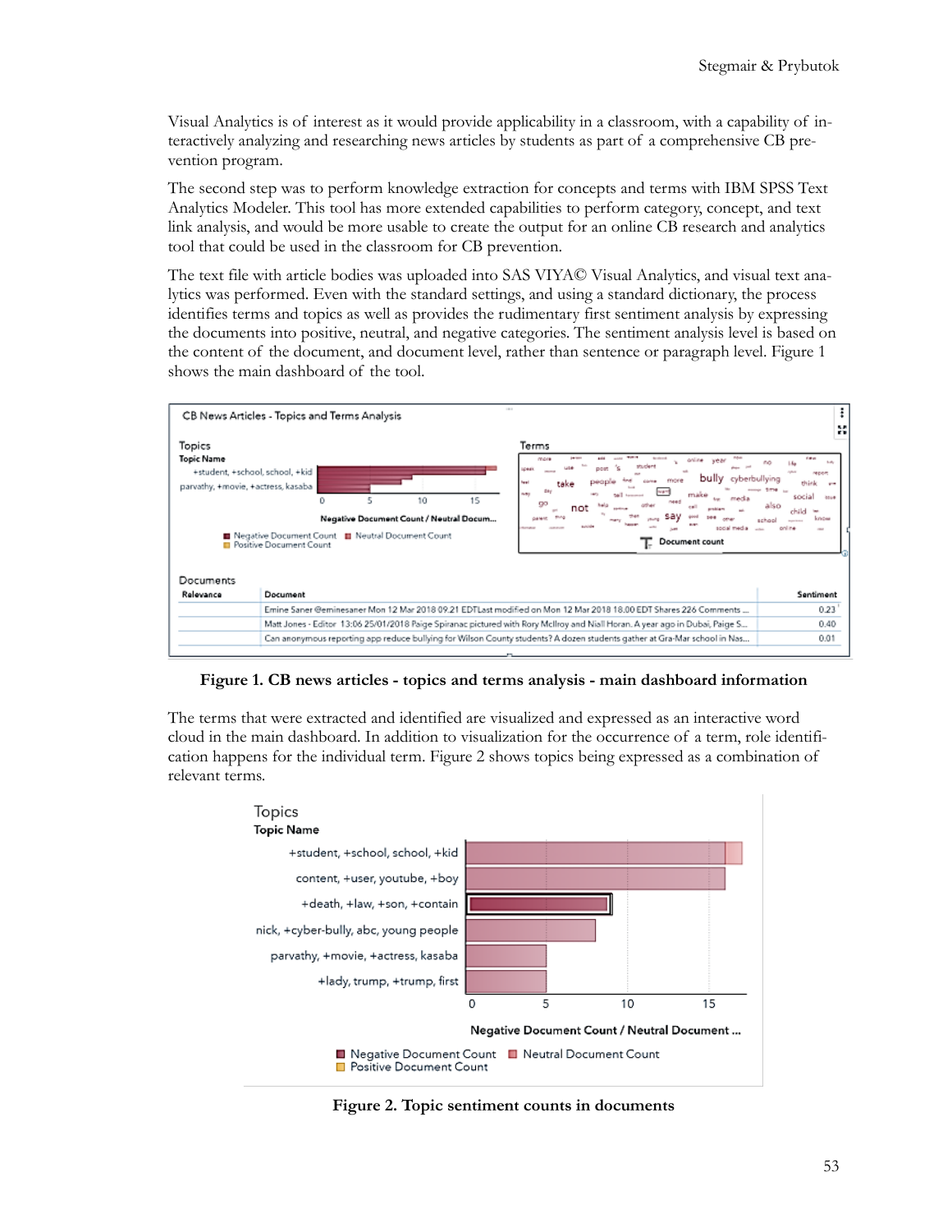Visual Analytics is of interest as it would provide applicability in a classroom, with a capability of interactively analyzing and researching news articles by students as part of a comprehensive CB prevention program.

The second step was to perform knowledge extraction for concepts and terms with IBM SPSS Text Analytics Modeler. This tool has more extended capabilities to perform category, concept, and text link analysis, and would be more usable to create the output for an online CB research and analytics tool that could be used in the classroom for CB prevention.

The text file with article bodies was uploaded into SAS VIYA© Visual Analytics, and visual text analytics was performed. Even with the standard settings, and using a standard dictionary, the process identifies terms and topics as well as provides the rudimentary first sentiment analysis by expressing the documents into positive, neutral, and negative categories. The sentiment analysis level is based on the content of the document, and document level, rather than sentence or paragraph level. Figure 1 shows the main dashboard of the tool.

**Figure 1. CB news articles - topics and terms analysis - main dashboard information**

The terms that were extracted and identified are visualized and expressed as an interactive word cloud in the main dashboard. In addition to visualization for the occurrence of a term, role identification happens for the individual term. Figure 2 shows topics being expressed as a combination of relevant terms.

**Figure 2. Topic sentiment counts in documents**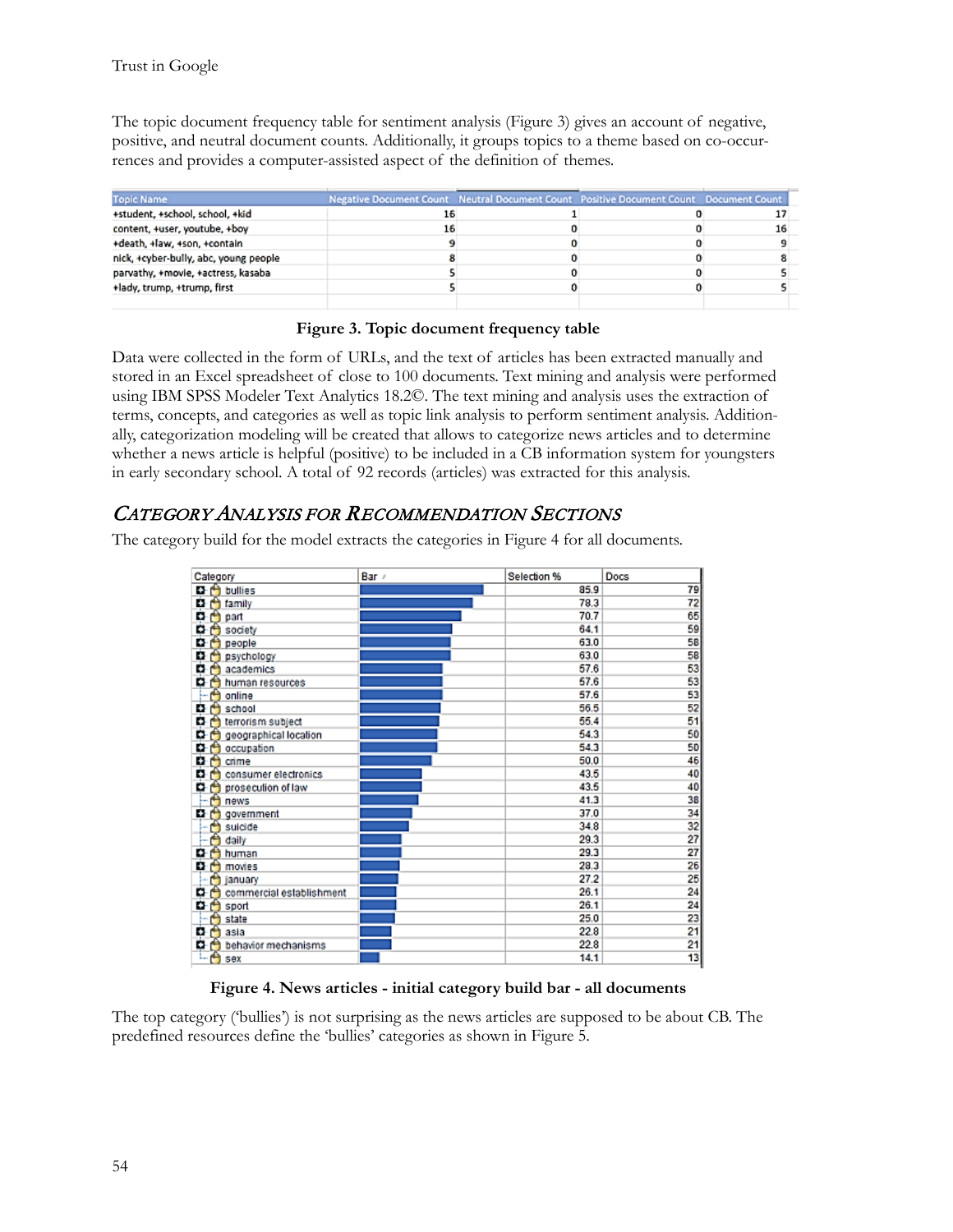The topic document frequency table for sentiment analysis (Figure 3) gives an account of negative, positive, and neutral document counts. Additionally, it groups topics to a theme based on co-occurrences and provides a computer-assisted aspect of the definition of themes.

| Topic Name | Negative Document Count | Neutral Document Count | Positive Document Count | Document Count |
|---|---|---|---|---|
| +student, +school, school, +kid | 16 | 1 | 0 | 17 |
| content, +user, youtube, +boy | 16 | 0 | 0 | 16 |
| +death, +law, +son, +contain | 9 | 0 | 0 | 9 |
| nick, +cyber-bully, abc, young people | 8 | 0 | 0 | 8 |
| parvathy, +movie, +actress, kasaba | 5 | 0 | 0 | 5 |
| +lady, trump, +trump, first | 5 | 0 | 0 | 5 |

**Figure 3. Topic document frequency table**

Data were collected in the form of URLs, and the text of articles has been extracted manually and stored in an Excel spreadsheet of close to 100 documents. Text mining and analysis were performed using IBM SPSS Modeler Text Analytics 18.2©. The text mining and analysis uses the extraction of terms, concepts, and categories as well as topic link analysis to perform sentiment analysis. Additionally, categorization modeling will be created that allows to categorize news articles and to determine whether a news article is helpful (positive) to be included in a CB information system for youngsters in early secondary school. A total of 92 records (articles) was extracted for this analysis.

## *Category Analysis for Recommendation Sections*

The category build for the model extracts the categories in Figure 4 for all documents.

| Category | Bar | Selection % | Docs |
|---|---|---|---|
| bullies | | 85.9 | 79 |
| family | | 78.3 | 72 |
| part | | 70.7 | 65 |
| society | | 64.1 | 59 |
| people | | 63.0 | 58 |
| psychology | | 63.0 | 58 |
| academics | | 57.6 | 53 |
| human resources | | 57.6 | 53 |
| online | | 57.6 | 53 |
| school | | 56.5 | 52 |
| terrorism subject | | 55.4 | 51 |
| geographical location | | 54.3 | 50 |
| occupation | | 54.3 | 50 |
| crime | | 50.0 | 46 |
| consumer electronics | | 43.5 | 40 |
| prosecution of law | | 43.5 | 40 |
| news | | 41.3 | 38 |
| government | | 37.0 | 34 |
| suicide | | 34.8 | 32 |
| daily | | 29.3 | 27 |
| human | | 29.3 | 27 |
| movies | | 28.3 | 26 |
| january | | 27.2 | 25 |
| commercial establishment | | 26.1 | 24 |
| sport | | 26.1 | 24 |
| state | | 25.0 | 23 |
| asia | | 22.8 | 21 |
| behavior mechanisms | | 22.8 | 21 |
| sex | | 14.1 | 13 |

**Figure 4. News articles - initial category build bar - all documents**

The top category ('bullies') is not surprising as the news articles are supposed to be about CB. The predefined resources define the 'bullies' categories as shown in Figure 5.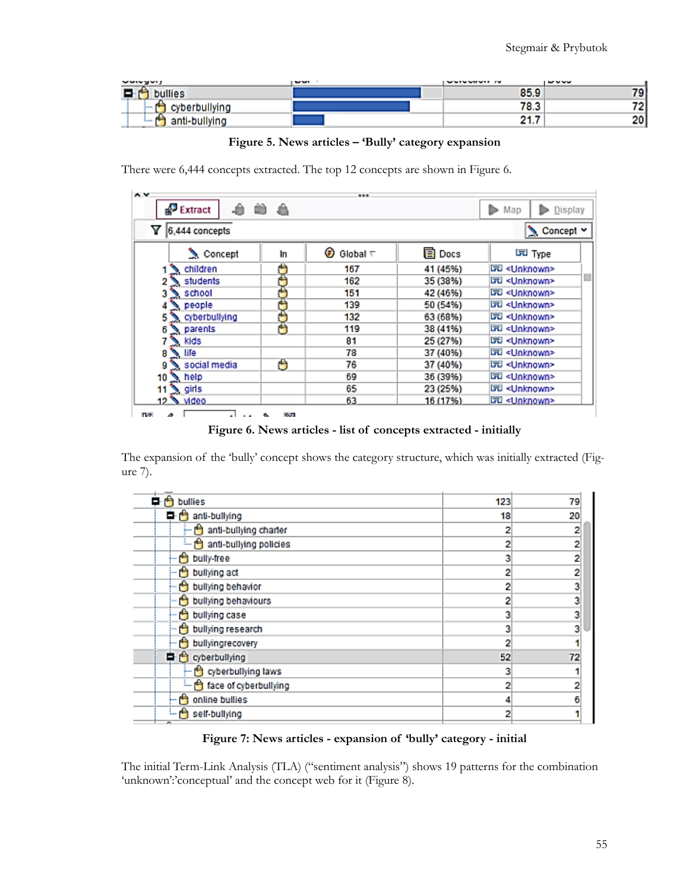| Category | Bar | Selection % | Docs |
|---|---|---|---|
| bullies | | 85.9 | 79 |
| cyberbullying | | 78.3 | 72 |
| anti-bullying | | 21.7 | 20 |

**Figure 5. News articles – 'Bully' category expansion**

There were 6,444 concepts extracted. The top 12 concepts are shown in Figure 6.

| | Concept | In | Global | Docs | Type |
|---|---|---|---|---|---|
| 1 | children | | 167 | 41 (45%) | <Unknown> |
| 2 | students | | 162 | 35 (38%) | <Unknown> |
| 3 | school | | 151 | 42 (46%) | <Unknown> |
| 4 | people | | 139 | 50 (54%) | <Unknown> |
| 5 | cyberbullying | | 132 | 63 (68%) | <Unknown> |
| 6 | parents | | 119 | 38 (41%) | <Unknown> |
| 7 | kids | | 81 | 25 (27%) | <Unknown> |
| 8 | life | | 78 | 37 (40%) | <Unknown> |
| 9 | social media | | 76 | 37 (40%) | <Unknown> |
| 10 | help | | 69 | 36 (39%) | <Unknown> |
| 11 | girls | | 65 | 23 (25%) | <Unknown> |
| 12 | video | | 63 | 16 (17%) | <Unknown> |

**Figure 6. News articles - list of concepts extracted - initially**

The expansion of the 'bully' concept shows the category structure, which was initially extracted (Figure 7).

| Category | | |
|---|---|---|
| bullies | 123 | 79 |
| anti-bullying | 18 | 20 |
| anti-bullying charter | 2 | 2 |
| anti-bullying policies | 2 | 2 |
| bully-free | 3 | 2 |
| bullying act | 2 | 2 |
| bullying behavior | 2 | 3 |
| bullying behaviours | 2 | 3 |
| bullying case | 3 | 3 |
| bullying research | 3 | 3 |
| bullyingrecovery | 2 | 1 |
| cyberbullying | 52 | 72 |
| cyberbullying laws | 3 | 1 |
| face of cyberbullying | 2 | 2 |
| online bullies | 4 | 6 |
| self-bullying | 2 | 1 |

**Figure 7: News articles - expansion of 'bully' category - initial**

The initial Term-Link Analysis (TLA) ("sentiment analysis") shows 19 patterns for the combination 'unknown':'conceptual' and the concept web for it (Figure 8).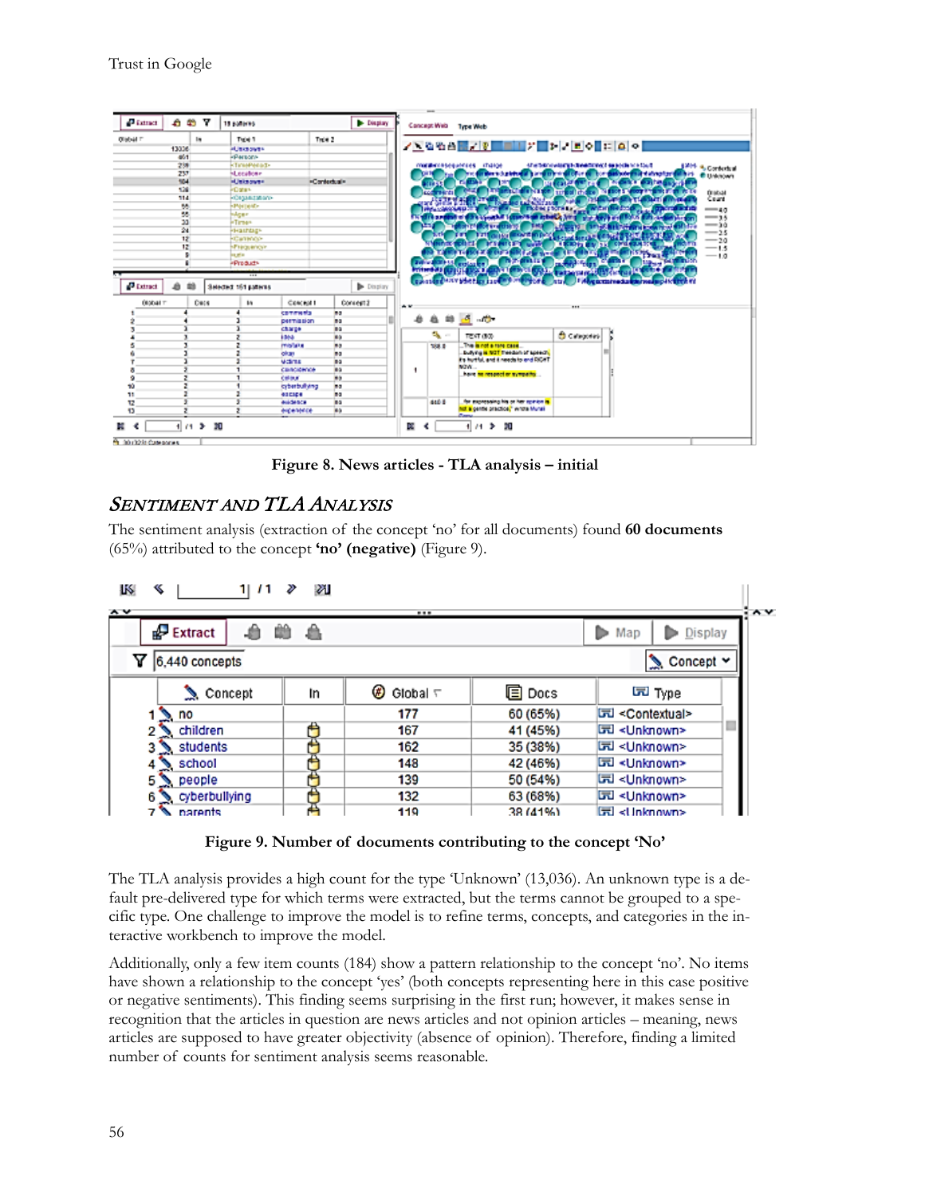Figure 8. News articles - TLA analysis – initial

## Sentiment and TLA Analysis

The sentiment analysis (extraction of the concept 'no' for all documents) found **60 documents** (65%) attributed to the concept **'no' (negative)** (Figure 9).

Figure 9. Number of documents contributing to the concept 'No'

The TLA analysis provides a high count for the type 'Unknown' (13,036). An unknown type is a default pre-delivered type for which terms were extracted, but the terms cannot be grouped to a specific type. One challenge to improve the model is to refine terms, concepts, and categories in the interactive workbench to improve the model.

Additionally, only a few item counts (184) show a pattern relationship to the concept 'no'. No items have shown a relationship to the concept 'yes' (both concepts representing here in this case positive or negative sentiments). This finding seems surprising in the first run; however, it makes sense in recognition that the articles in question are news articles and not opinion articles – meaning, news articles are supposed to have greater objectivity (absence of opinion). Therefore, finding a limited number of counts for sentiment analysis seems reasonable.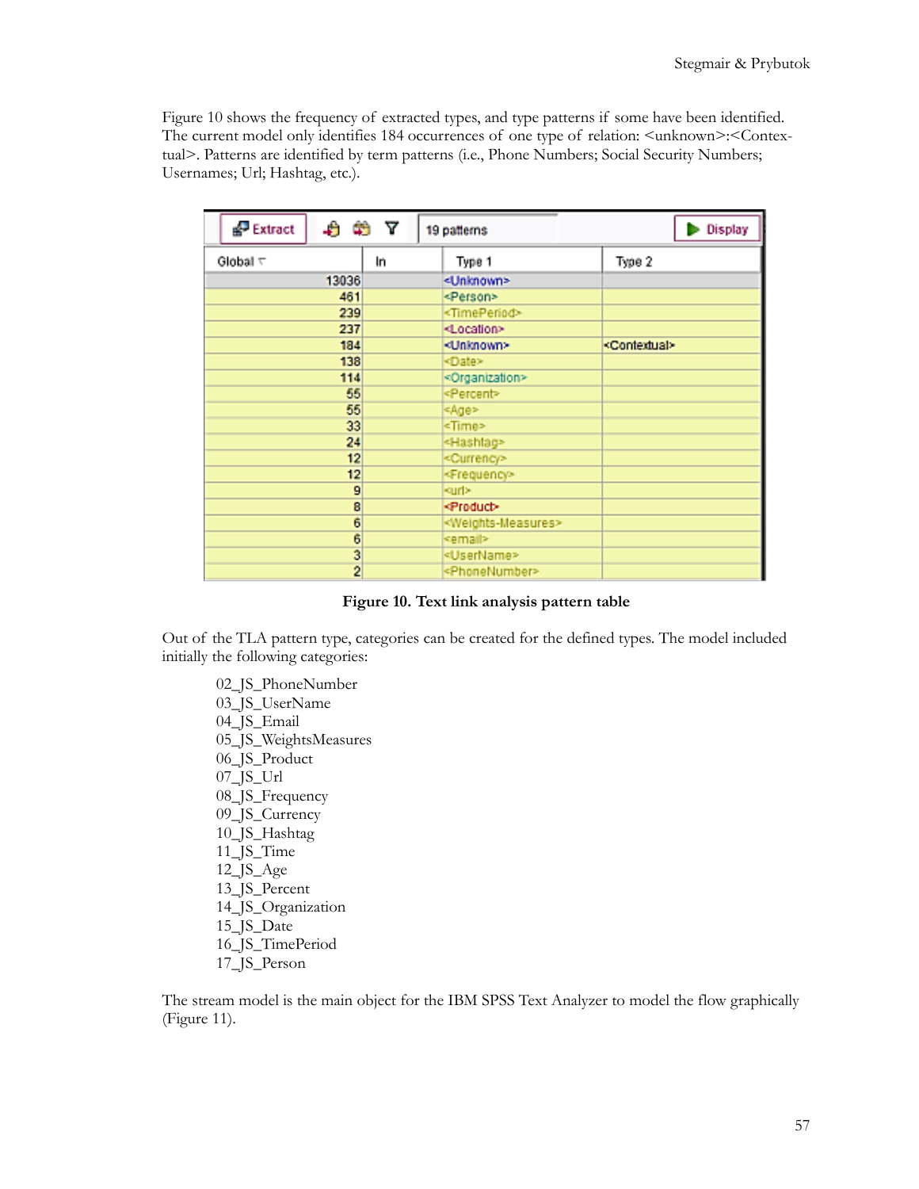Figure 10 shows the frequency of extracted types, and type patterns if some have been identified. The current model only identifies 184 occurrences of one type of relation: <unknown>:<Contextual>. Patterns are identified by term patterns (i.e., Phone Numbers; Social Security Numbers; Usernames; Url; Hashtag, etc.).

| Global | In | Type 1 | Type 2 |
|---|---|---|---|
| 13036 | | <Unknown> | |
| 461 | | <Person> | |
| 239 | | <TimePeriod> | |
| 237 | | <Location> | |
| 184 | | <Unknown> | <Contextual> |
| 138 | | <Date> | |
| 114 | | <Organization> | |
| 55 | | <Percent> | |
| 55 | | <Age> | |
| 33 | | <Time> | |
| 24 | | <Hashtag> | |
| 12 | | <Currency> | |
| 12 | | <Frequency> | |
| 9 | | <url> | |
| 8 | | <Product> | |
| 6 | | <Weights-Measures> | |
| 6 | | <email> | |
| 3 | | <UserName> | |
| 2 | | <PhoneNumber> | |

**Figure 10. Text link analysis pattern table**

Out of the TLA pattern type, categories can be created for the defined types. The model included initially the following categories:

02_JS_PhoneNumber
03_JS_UserName
04_JS_Email
05_JS_WeightsMeasures
06_JS_Product
07_JS_Url
08_JS_Frequency
09_JS_Currency
10_JS_Hashtag
11_JS_Time
12_JS_Age
13_JS_Percent
14_JS_Organization
15_JS_Date
16_JS_TimePeriod
17_JS_Person

The stream model is the main object for the IBM SPSS Text Analyzer to model the flow graphically (Figure 11).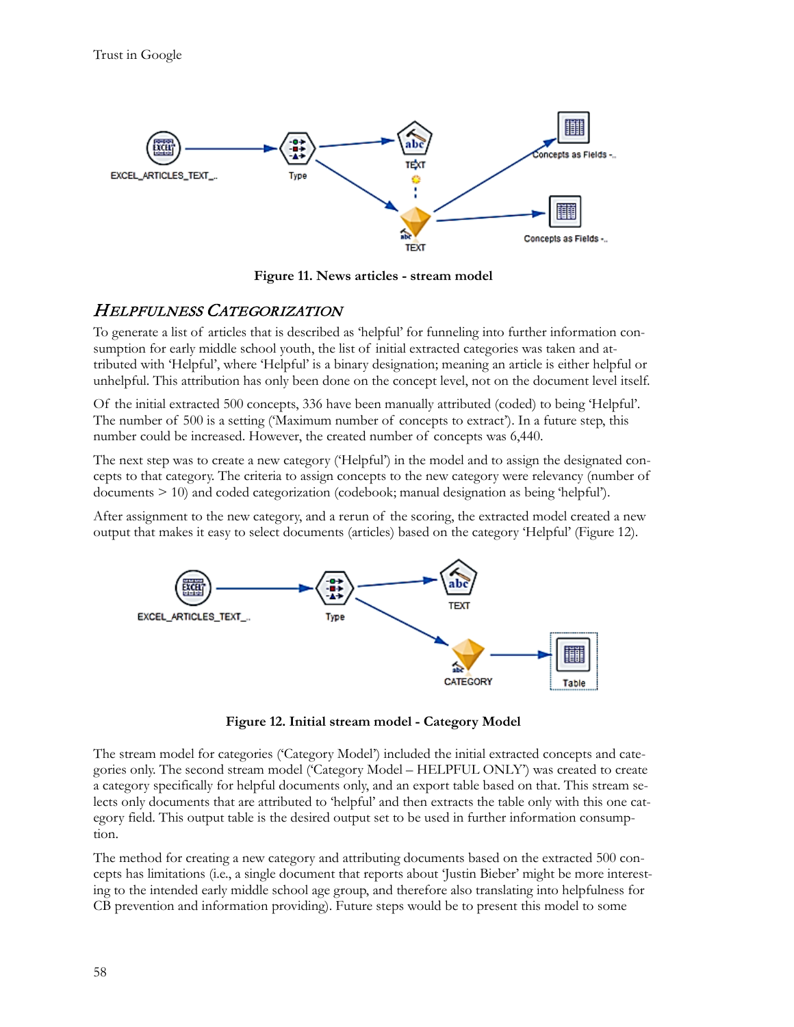Figure 11. News articles - stream model

### *Helpfulness Categorization*

To generate a list of articles that is described as 'helpful' for funneling into further information consumption for early middle school youth, the list of initial extracted categories was taken and attributed with 'Helpful', where 'Helpful' is a binary designation; meaning an article is either helpful or unhelpful. This attribution has only been done on the concept level, not on the document level itself.

Of the initial extracted 500 concepts, 336 have been manually attributed (coded) to being 'Helpful'. The number of 500 is a setting ('Maximum number of concepts to extract'). In a future step, this number could be increased. However, the created number of concepts was 6,440.

The next step was to create a new category ('Helpful') in the model and to assign the designated concepts to that category. The criteria to assign concepts to the new category were relevancy (number of documents > 10) and coded categorization (codebook; manual designation as being 'helpful').

After assignment to the new category, and a rerun of the scoring, the extracted model created a new output that makes it easy to select documents (articles) based on the category 'Helpful' (Figure 12).

Figure 12. Initial stream model - Category Model

The stream model for categories ('Category Model') included the initial extracted concepts and categories only. The second stream model ('Category Model – HELPFUL ONLY') was created to create a category specifically for helpful documents only, and an export table based on that. This stream selects only documents that are attributed to 'helpful' and then extracts the table only with this one category field. This output table is the desired output set to be used in further information consumption.

The method for creating a new category and attributing documents based on the extracted 500 concepts has limitations (i.e., a single document that reports about 'Justin Bieber' might be more interesting to the intended early middle school age group, and therefore also translating into helpfulness for CB prevention and information providing). Future steps would be to present this model to some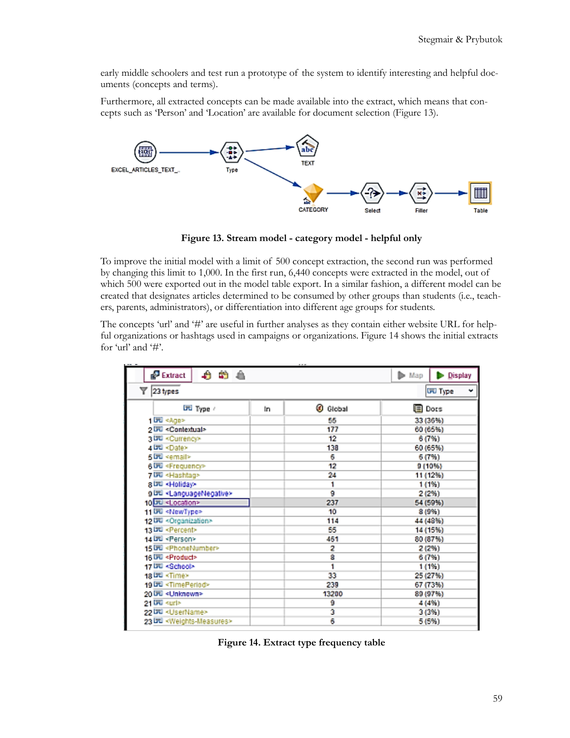early middle schoolers and test run a prototype of the system to identify interesting and helpful documents (concepts and terms).

Furthermore, all extracted concepts can be made available into the extract, which means that concepts such as 'Person' and 'Location' are available for document selection (Figure 13).

**Figure 13. Stream model - category model - helpful only**

To improve the initial model with a limit of 500 concept extraction, the second run was performed by changing this limit to 1,000. In the first run, 6,440 concepts were extracted in the model, out of which 500 were exported out in the model table export. In a similar fashion, a different model can be created that designates articles determined to be consumed by other groups than students (i.e., teachers, parents, administrators), or differentiation into different age groups for students.

The concepts 'url' and '#' are useful in further analyses as they contain either website URL for helpful organizations or hashtags used in campaigns or organizations. Figure 14 shows the initial extracts for 'url' and '#'.

| | Type | In | Global | Docs |
|---|---|---|---|---|
| 1 | <Age> | | 55 | 33 (36%) |
| 2 | <Contextual> | | 177 | 60 (65%) |
| 3 | <Currency> | | 12 | 6 (7%) |
| 4 | <Date> | | 138 | 60 (65%) |
| 5 | <email> | | 6 | 6 (7%) |
| 6 | <Frequency> | | 12 | 9 (10%) |
| 7 | <Hashtag> | | 24 | 11 (12%) |
| 8 | <Holiday> | | 1 | 1 (1%) |
| 9 | <LanguageNegative> | | 9 | 2 (2%) |
| 10 | <Location> | | 237 | 54 (59%) |
| 11 | <NewType> | | 10 | 8 (9%) |
| 12 | <Organization> | | 114 | 44 (48%) |
| 13 | <Percent> | | 55 | 14 (15%) |
| 14 | <Person> | | 451 | 80 (87%) |
| 15 | <PhoneNumber> | | 2 | 2 (2%) |
| 16 | <Product> | | 8 | 6 (7%) |
| 17 | <School> | | 1 | 1 (1%) |
| 18 | <Time> | | 33 | 25 (27%) |
| 19 | <TimePeriod> | | 239 | 67 (73%) |
| 20 | <Unknown> | | 13200 | 89 (97%) |
| 21 | <url> | | 9 | 4 (4%) |
| 22 | <UserName> | | 3 | 3 (3%) |
| 23 | <Weights-Measures> | | 6 | 5 (5%) |

**Figure 14. Extract type frequency table**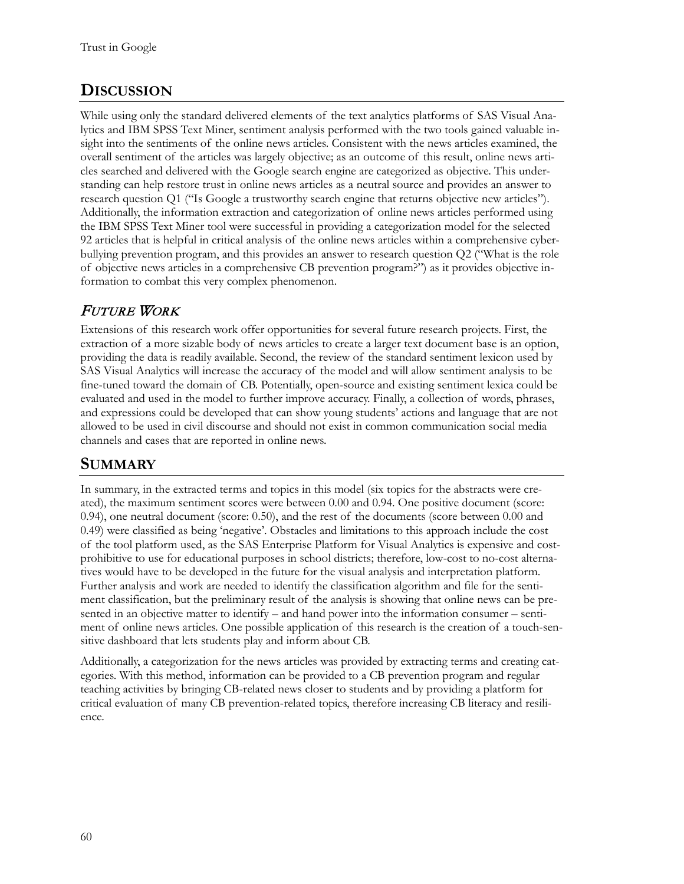## Discussion

While using only the standard delivered elements of the text analytics platforms of SAS Visual Analytics and IBM SPSS Text Miner, sentiment analysis performed with the two tools gained valuable insight into the sentiments of the online news articles. Consistent with the news articles examined, the overall sentiment of the articles was largely objective; as an outcome of this result, online news articles searched and delivered with the Google search engine are categorized as objective. This understanding can help restore trust in online news articles as a neutral source and provides an answer to research question Q1 ("Is Google a trustworthy search engine that returns objective new articles"). Additionally, the information extraction and categorization of online news articles performed using the IBM SPSS Text Miner tool were successful in providing a categorization model for the selected 92 articles that is helpful in critical analysis of the online news articles within a comprehensive cyberbullying prevention program, and this provides an answer to research question Q2 ("What is the role of objective news articles in a comprehensive CB prevention program?") as it provides objective information to combat this very complex phenomenon.

### *Future Work*

Extensions of this research work offer opportunities for several future research projects. First, the extraction of a more sizable body of news articles to create a larger text document base is an option, providing the data is readily available. Second, the review of the standard sentiment lexicon used by SAS Visual Analytics will increase the accuracy of the model and will allow sentiment analysis to be fine-tuned toward the domain of CB. Potentially, open-source and existing sentiment lexica could be evaluated and used in the model to further improve accuracy. Finally, a collection of words, phrases, and expressions could be developed that can show young students' actions and language that are not allowed to be used in civil discourse and should not exist in common communication social media channels and cases that are reported in online news.

## Summary

In summary, in the extracted terms and topics in this model (six topics for the abstracts were created), the maximum sentiment scores were between 0.00 and 0.94. One positive document (score: 0.94), one neutral document (score: 0.50), and the rest of the documents (score between 0.00 and 0.49) were classified as being 'negative'. Obstacles and limitations to this approach include the cost of the tool platform used, as the SAS Enterprise Platform for Visual Analytics is expensive and cost-prohibitive to use for educational purposes in school districts; therefore, low-cost to no-cost alternatives would have to be developed in the future for the visual analysis and interpretation platform. Further analysis and work are needed to identify the classification algorithm and file for the sentiment classification, but the preliminary result of the analysis is showing that online news can be presented in an objective matter to identify – and hand power into the information consumer – sentiment of online news articles. One possible application of this research is the creation of a touch-sensitive dashboard that lets students play and inform about CB.

Additionally, a categorization for the news articles was provided by extracting terms and creating categories. With this method, information can be provided to a CB prevention program and regular teaching activities by bringing CB-related news closer to students and by providing a platform for critical evaluation of many CB prevention-related topics, therefore increasing CB literacy and resilience.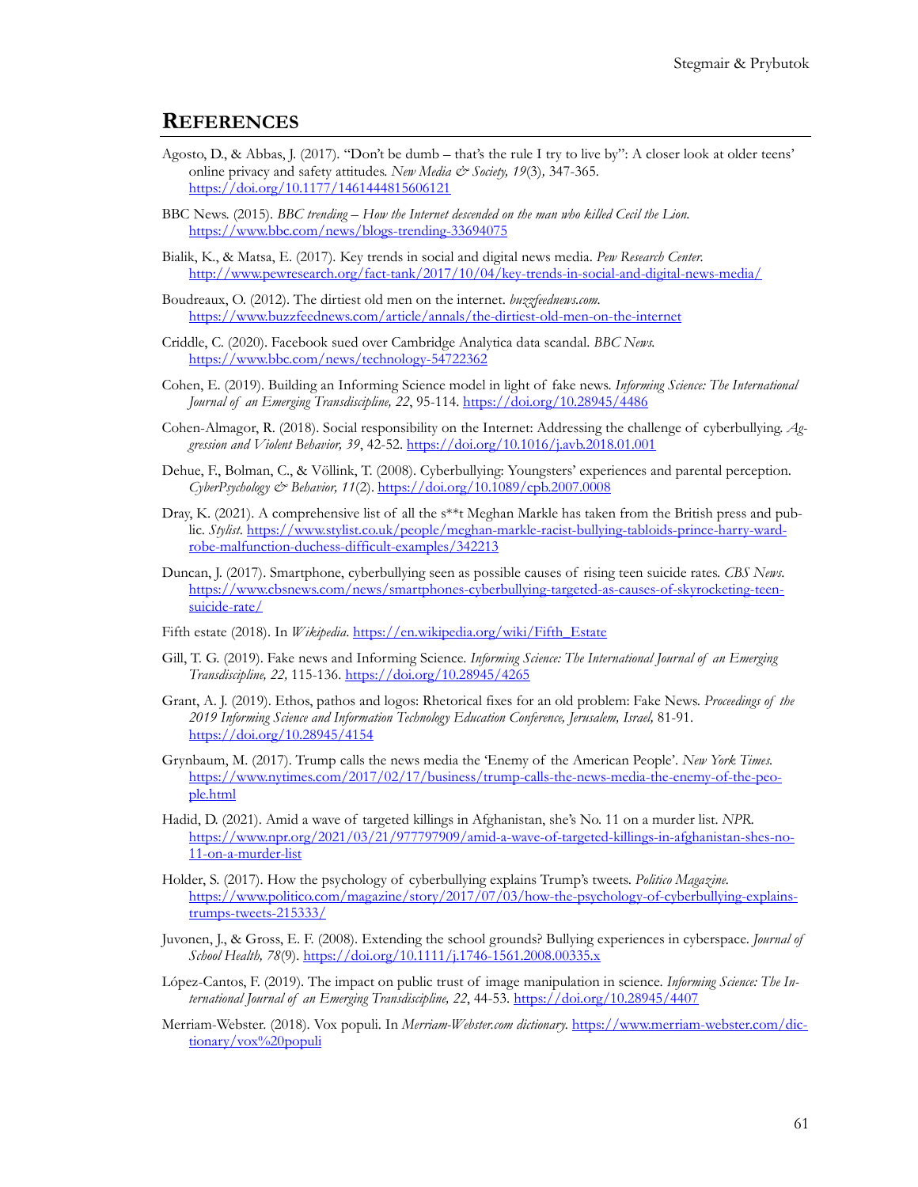## REFERENCES

Agosto, D., & Abbas, J. (2017). "Don't be dumb – that's the rule I try to live by": A closer look at older teens' online privacy and safety attitudes. *New Media & Society, 19*(3), 347-365. https://doi.org/10.1177/1461444815606121

BBC News. (2015). *BBC trending – How the Internet descended on the man who killed Cecil the Lion.* https://www.bbc.com/news/blogs-trending-33694075

Bialik, K., & Matsa, E. (2017). Key trends in social and digital news media. *Pew Research Center.* http://www.pewresearch.org/fact-tank/2017/10/04/key-trends-in-social-and-digital-news-media/

Boudreaux, O. (2012). The dirtiest old men on the internet. *buzzfeednews.com.* https://www.buzzfeednews.com/article/annals/the-dirtiest-old-men-on-the-internet

Criddle, C. (2020). Facebook sued over Cambridge Analytica data scandal. *BBC News.* https://www.bbc.com/news/technology-54722362

Cohen, E. (2019). Building an Informing Science model in light of fake news. *Informing Science: The International Journal of an Emerging Transdiscipline, 22*, 95-114. https://doi.org/10.28945/4486

Cohen-Almagor, R. (2018). Social responsibility on the Internet: Addressing the challenge of cyberbullying. *Aggression and Violent Behavior, 39*, 42-52. https://doi.org/10.1016/j.avb.2018.01.001

Dehue, F., Bolman, C., & Völlink, T. (2008). Cyberbullying: Youngsters' experiences and parental perception. *CyberPsychology & Behavior, 11*(2). https://doi.org/10.1089/cpb.2007.0008

Dray, K. (2021). A comprehensive list of all the s**t Meghan Markle has taken from the British press and public. *Stylist.* https://www.stylist.co.uk/people/meghan-markle-racist-bullying-tabloids-prince-harry-wardrobe-malfunction-duchess-difficult-examples/342213

Duncan, J. (2017). Smartphone, cyberbullying seen as possible causes of rising teen suicide rates. *CBS News.* https://www.cbsnews.com/news/smartphones-cyberbullying-targeted-as-causes-of-skyrocketing-teen-suicide-rate/

Fifth estate (2018). In *Wikipedia*. https://en.wikipedia.org/wiki/Fifth_Estate

Gill, T. G. (2019). Fake news and Informing Science. *Informing Science: The International Journal of an Emerging Transdiscipline, 22,* 115-136. https://doi.org/10.28945/4265

Grant, A. J. (2019). Ethos, pathos and logos: Rhetorical fixes for an old problem: Fake News. *Proceedings of the 2019 Informing Science and Information Technology Education Conference, Jerusalem, Israel,* 81-91. https://doi.org/10.28945/4154

Grynbaum, M. (2017). Trump calls the news media the 'Enemy of the American People'. *New York Times.* https://www.nytimes.com/2017/02/17/business/trump-calls-the-news-media-the-enemy-of-the-people.html

Hadid, D. (2021). Amid a wave of targeted killings in Afghanistan, she's No. 11 on a murder list. *NPR.* https://www.npr.org/2021/03/21/977797909/amid-a-wave-of-targeted-killings-in-afghanistan-shes-no-11-on-a-murder-list

Holder, S. (2017). How the psychology of cyberbullying explains Trump's tweets. *Politico Magazine.* https://www.politico.com/magazine/story/2017/07/03/how-the-psychology-of-cyberbullying-explains-trumps-tweets-215333/

Juvonen, J., & Gross, E. F. (2008). Extending the school grounds? Bullying experiences in cyberspace. *Journal of School Health, 78*(9). https://doi.org/10.1111/j.1746-1561.2008.00335.x

López-Cantos, F. (2019). The impact on public trust of image manipulation in science. *Informing Science: The International Journal of an Emerging Transdiscipline, 22*, 44-53. https://doi.org/10.28945/4407

Merriam-Webster. (2018). Vox populi. In *Merriam-Webster.com dictionary.* https://www.merriam-webster.com/dictionary/vox%20populi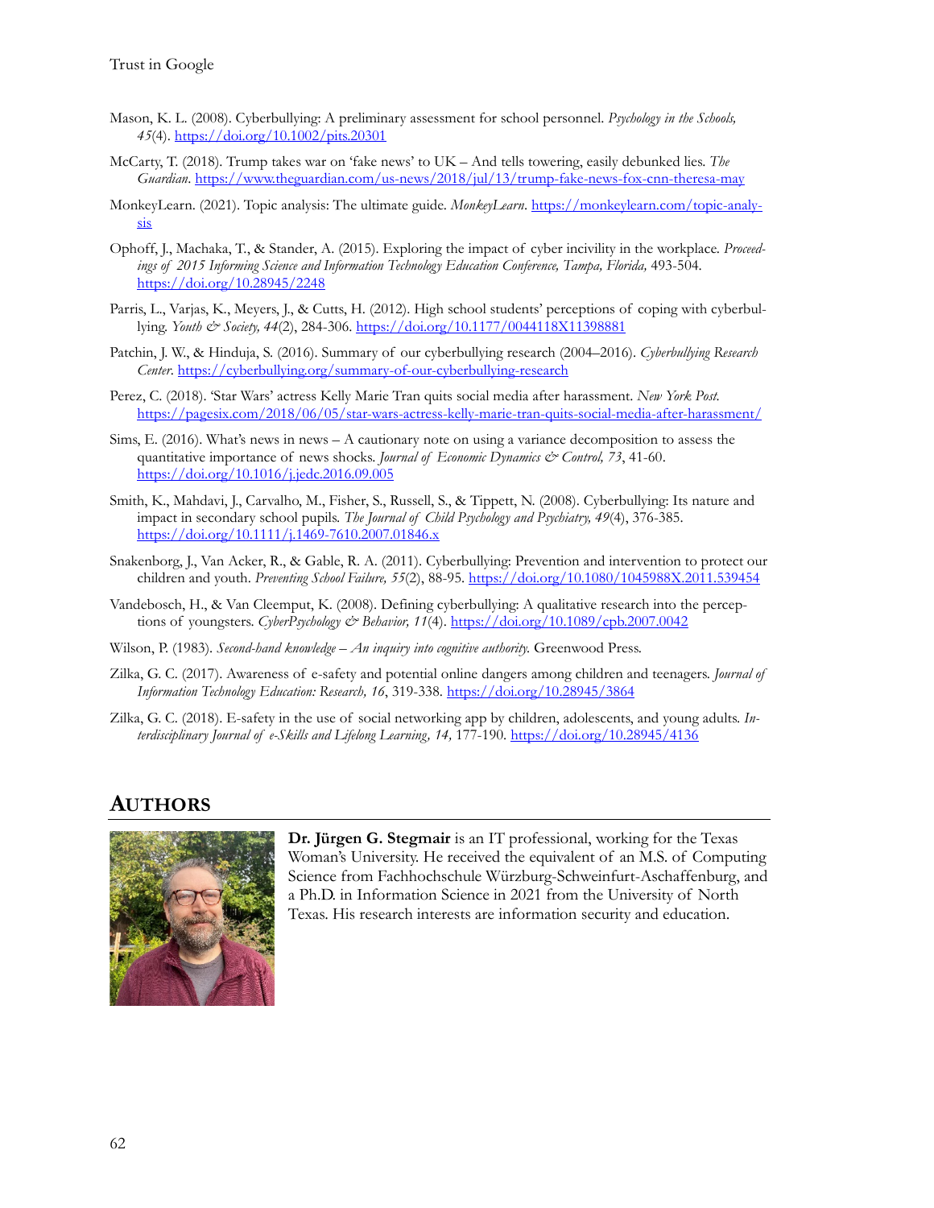Mason, K. L. (2008). Cyberbullying: A preliminary assessment for school personnel. *Psychology in the Schools, 45*(4). https://doi.org/10.1002/pits.20301

McCarty, T. (2018). Trump takes war on 'fake news' to UK – And tells towering, easily debunked lies. *The Guardian*. https://www.theguardian.com/us-news/2018/jul/13/trump-fake-news-fox-cnn-theresa-may

MonkeyLearn. (2021). Topic analysis: The ultimate guide. *MonkeyLearn*. https://monkeylearn.com/topic-analysis

Ophoff, J., Machaka, T., & Stander, A. (2015). Exploring the impact of cyber incivility in the workplace. *Proceedings of 2015 Informing Science and Information Technology Education Conference, Tampa, Florida,* 493-504. https://doi.org/10.28945/2248

Parris, L., Varjas, K., Meyers, J., & Cutts, H. (2012). High school students' perceptions of coping with cyberbullying. *Youth & Society, 44*(2), 284-306. https://doi.org/10.1177/0044118X11398881

Patchin, J. W., & Hinduja, S. (2016). Summary of our cyberbullying research (2004–2016). *Cyberbullying Research Center*. https://cyberbullying.org/summary-of-our-cyberbullying-research

Perez, C. (2018). 'Star Wars' actress Kelly Marie Tran quits social media after harassment. *New York Post*. https://pagesix.com/2018/06/05/star-wars-actress-kelly-marie-tran-quits-social-media-after-harassment/

Sims, E. (2016). What's news in news – A cautionary note on using a variance decomposition to assess the quantitative importance of news shocks. *Journal of Economic Dynamics & Control, 73*, 41-60. https://doi.org/10.1016/j.jedc.2016.09.005

Smith, K., Mahdavi, J., Carvalho, M., Fisher, S., Russell, S., & Tippett, N. (2008). Cyberbullying: Its nature and impact in secondary school pupils. *The Journal of Child Psychology and Psychiatry, 49*(4), 376-385. https://doi.org/10.1111/j.1469-7610.2007.01846.x

Snakenborg, J., Van Acker, R., & Gable, R. A. (2011). Cyberbullying: Prevention and intervention to protect our children and youth. *Preventing School Failure, 55*(2), 88-95. https://doi.org/10.1080/1045988X.2011.539454

Vandebosch, H., & Van Cleemput, K. (2008). Defining cyberbullying: A qualitative research into the perceptions of youngsters. *CyberPsychology & Behavior, 11*(4). https://doi.org/10.1089/cpb.2007.0042

Wilson, P. (1983). *Second-hand knowledge – An inquiry into cognitive authority.* Greenwood Press.

Zilka, G. C. (2017). Awareness of e-safety and potential online dangers among children and teenagers. *Journal of Information Technology Education: Research, 16*, 319-338. https://doi.org/10.28945/3864

Zilka, G. C. (2018). E-safety in the use of social networking app by children, adolescents, and young adults. *Interdisciplinary Journal of e-Skills and Lifelong Learning, 14,* 177-190. https://doi.org/10.28945/4136

## AUTHORS

**Dr. Jürgen G. Stegmair** is an IT professional, working for the Texas Woman's University. He received the equivalent of an M.S. of Computing Science from Fachhochschule Würzburg-Schweinfurt-Aschaffenburg, and a Ph.D. in Information Science in 2021 from the University of North Texas. His research interests are information security and education.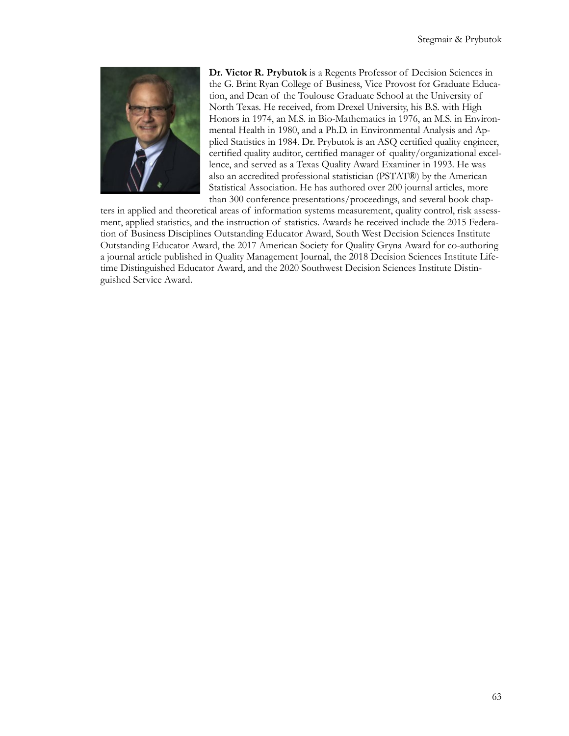**Dr. Victor R. Prybutok** is a Regents Professor of Decision Sciences in the G. Brint Ryan College of Business, Vice Provost for Graduate Education, and Dean of the Toulouse Graduate School at the University of North Texas. He received, from Drexel University, his B.S. with High Honors in 1974, an M.S. in Bio-Mathematics in 1976, an M.S. in Environmental Health in 1980, and a Ph.D. in Environmental Analysis and Applied Statistics in 1984. Dr. Prybutok is an ASQ certified quality engineer, certified quality auditor, certified manager of quality/organizational excellence, and served as a Texas Quality Award Examiner in 1993. He was also an accredited professional statistician (PSTAT®) by the American Statistical Association. He has authored over 200 journal articles, more than 300 conference presentations/proceedings, and several book chapters in applied and theoretical areas of information systems measurement, quality control, risk assessment, applied statistics, and the instruction of statistics. Awards he received include the 2015 Federation of Business Disciplines Outstanding Educator Award, South West Decision Sciences Institute Outstanding Educator Award, the 2017 American Society for Quality Gryna Award for co-authoring a journal article published in Quality Management Journal, the 2018 Decision Sciences Institute Lifetime Distinguished Educator Award, and the 2020 Southwest Decision Sciences Institute Distinguished Service Award.